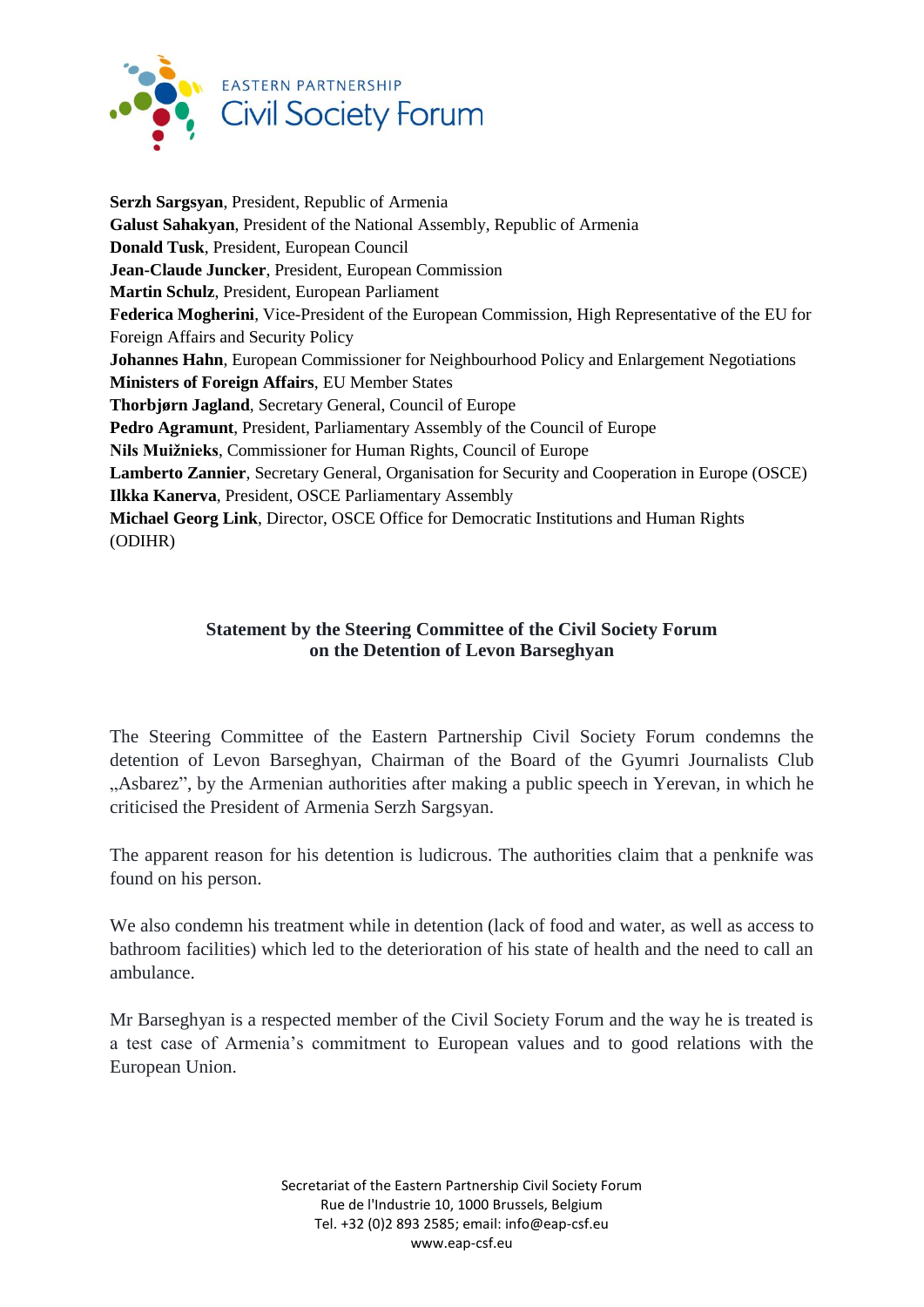EASTERN PARTNERSHIP
Civil Society Forum

**Serzh Sargsyan**, President, Republic of Armenia
**Galust Sahakyan**, President of the National Assembly, Republic of Armenia
**Donald Tusk**, President, European Council
**Jean-Claude Juncker**, President, European Commission
**Martin Schulz**, President, European Parliament
**Federica Mogherini**, Vice-President of the European Commission, High Representative of the EU for Foreign Affairs and Security Policy
**Johannes Hahn**, European Commissioner for Neighbourhood Policy and Enlargement Negotiations
**Ministers of Foreign Affairs**, EU Member States
**Thorbjørn Jagland**, Secretary General, Council of Europe
**Pedro Agramunt**, President, Parliamentary Assembly of the Council of Europe
**Nils Muižnieks**, Commissioner for Human Rights, Council of Europe
**Lamberto Zannier**, Secretary General, Organisation for Security and Cooperation in Europe (OSCE)
**Ilkka Kanerva**, President, OSCE Parliamentary Assembly
**Michael Georg Link**, Director, OSCE Office for Democratic Institutions and Human Rights (ODIHR)

## Statement by the Steering Committee of the Civil Society Forum on the Detention of Levon Barseghyan

The Steering Committee of the Eastern Partnership Civil Society Forum condemns the detention of Levon Barseghyan, Chairman of the Board of the Gyumri Journalists Club „Asbarez", by the Armenian authorities after making a public speech in Yerevan, in which he criticised the President of Armenia Serzh Sargsyan.

The apparent reason for his detention is ludicrous. The authorities claim that a penknife was found on his person.

We also condemn his treatment while in detention (lack of food and water, as well as access to bathroom facilities) which led to the deterioration of his state of health and the need to call an ambulance.

Mr Barseghyan is a respected member of the Civil Society Forum and the way he is treated is a test case of Armenia's commitment to European values and to good relations with the European Union.

Secretariat of the Eastern Partnership Civil Society Forum
Rue de l'Industrie 10, 1000 Brussels, Belgium
Tel. +32 (0)2 893 2585; email: info@eap-csf.eu
www.eap-csf.eu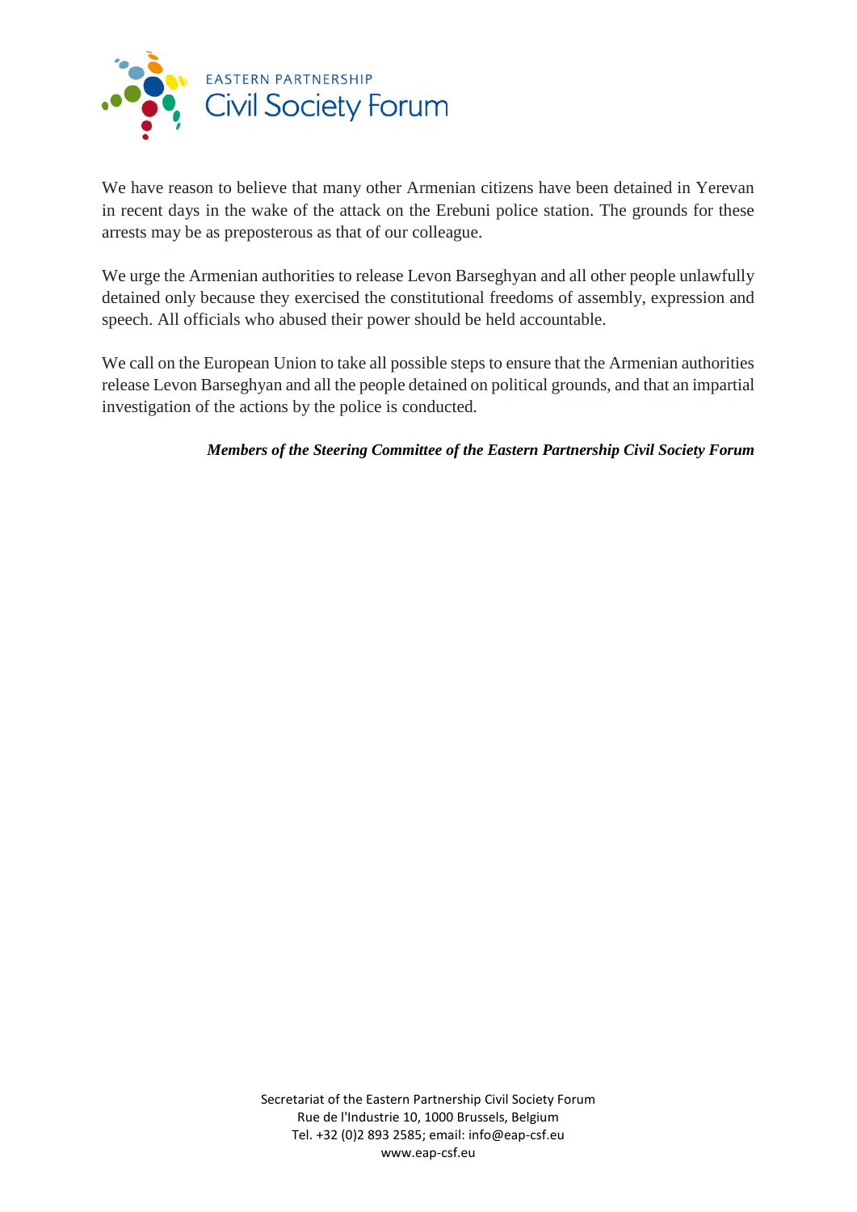We have reason to believe that many other Armenian citizens have been detained in Yerevan in recent days in the wake of the attack on the Erebuni police station. The grounds for these arrests may be as preposterous as that of our colleague.

We urge the Armenian authorities to release Levon Barseghyan and all other people unlawfully detained only because they exercised the constitutional freedoms of assembly, expression and speech. All officials who abused their power should be held accountable.

We call on the European Union to take all possible steps to ensure that the Armenian authorities release Levon Barseghyan and all the people detained on political grounds, and that an impartial investigation of the actions by the police is conducted.

***Members of the Steering Committee of the Eastern Partnership Civil Society Forum***